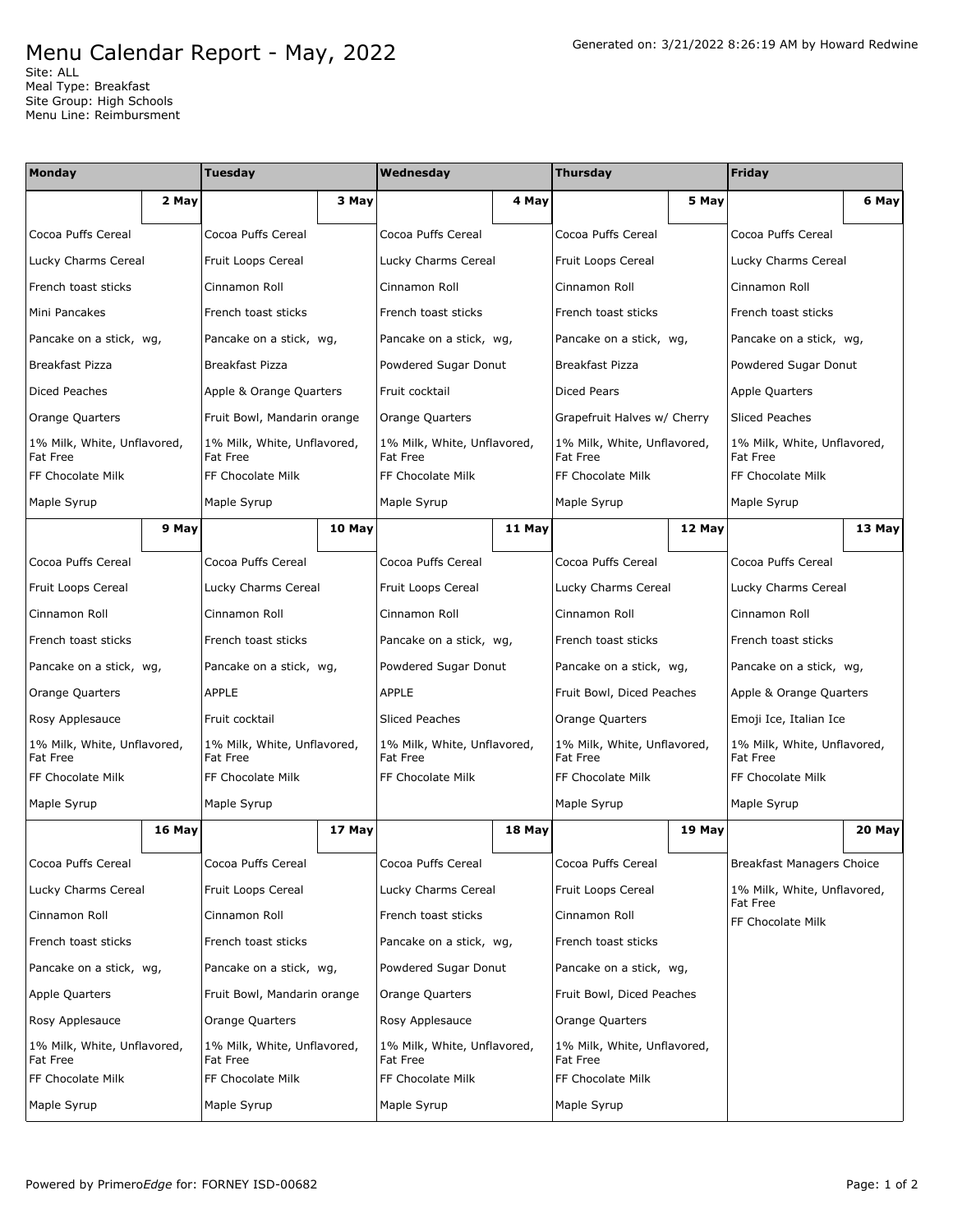# Menu Calendar Report - May, 2022

Generated on: 3/21/2022 8:26:19 AM by Howard Redwine

Site: ALL
Meal Type: Breakfast
Site Group: High Schools
Menu Line: Reimbursment

| Monday | Tuesday | Wednesday | Thursday | Friday |
|---|---|---|---|---|
| **2 May** | **3 May** | **4 May** | **5 May** | **6 May** |
| Cocoa Puffs Cereal | Cocoa Puffs Cereal | Cocoa Puffs Cereal | Cocoa Puffs Cereal | Cocoa Puffs Cereal |
| Lucky Charms Cereal | Fruit Loops Cereal | Lucky Charms Cereal | Fruit Loops Cereal | Lucky Charms Cereal |
| French toast sticks | Cinnamon Roll | Cinnamon Roll | Cinnamon Roll | Cinnamon Roll |
| Mini Pancakes | French toast sticks | French toast sticks | French toast sticks | French toast sticks |
| Pancake on a stick, wg, | Pancake on a stick, wg, | Pancake on a stick, wg, | Pancake on a stick, wg, | Pancake on a stick, wg, |
| Breakfast Pizza | Breakfast Pizza | Powdered Sugar Donut | Breakfast Pizza | Powdered Sugar Donut |
| Diced Peaches | Apple & Orange Quarters | Fruit cocktail | Diced Pears | Apple Quarters |
| Orange Quarters | Fruit Bowl, Mandarin orange | Orange Quarters | Grapefruit Halves w/ Cherry | Sliced Peaches |
| 1% Milk, White, Unflavored, Fat Free | 1% Milk, White, Unflavored, Fat Free | 1% Milk, White, Unflavored, Fat Free | 1% Milk, White, Unflavored, Fat Free | 1% Milk, White, Unflavored, Fat Free |
| FF Chocolate Milk | FF Chocolate Milk | FF Chocolate Milk | FF Chocolate Milk | FF Chocolate Milk |
| Maple Syrup | Maple Syrup | Maple Syrup | Maple Syrup | Maple Syrup |
| **9 May** | **10 May** | **11 May** | **12 May** | **13 May** |
| Cocoa Puffs Cereal | Cocoa Puffs Cereal | Cocoa Puffs Cereal | Cocoa Puffs Cereal | Cocoa Puffs Cereal |
| Fruit Loops Cereal | Lucky Charms Cereal | Fruit Loops Cereal | Lucky Charms Cereal | Lucky Charms Cereal |
| Cinnamon Roll | Cinnamon Roll | Cinnamon Roll | Cinnamon Roll | Cinnamon Roll |
| French toast sticks | French toast sticks | Pancake on a stick, wg, | French toast sticks | French toast sticks |
| Pancake on a stick, wg, | Pancake on a stick, wg, | Powdered Sugar Donut | Pancake on a stick, wg, | Pancake on a stick, wg, |
| Orange Quarters | APPLE | APPLE | Fruit Bowl, Diced Peaches | Apple & Orange Quarters |
| Rosy Applesauce | Fruit cocktail | Sliced Peaches | Orange Quarters | Emoji Ice, Italian Ice |
| 1% Milk, White, Unflavored, Fat Free | 1% Milk, White, Unflavored, Fat Free | 1% Milk, White, Unflavored, Fat Free | 1% Milk, White, Unflavored, Fat Free | 1% Milk, White, Unflavored, Fat Free |
| FF Chocolate Milk | FF Chocolate Milk | FF Chocolate Milk | FF Chocolate Milk | FF Chocolate Milk |
| Maple Syrup | Maple Syrup | | Maple Syrup | Maple Syrup |
| **16 May** | **17 May** | **18 May** | **19 May** | **20 May** |
| Cocoa Puffs Cereal | Cocoa Puffs Cereal | Cocoa Puffs Cereal | Cocoa Puffs Cereal | Breakfast Managers Choice |
| Lucky Charms Cereal | Fruit Loops Cereal | Lucky Charms Cereal | Fruit Loops Cereal | 1% Milk, White, Unflavored, Fat Free |
| Cinnamon Roll | Cinnamon Roll | French toast sticks | Cinnamon Roll | FF Chocolate Milk |
| French toast sticks | French toast sticks | Pancake on a stick, wg, | French toast sticks | |
| Pancake on a stick, wg, | Pancake on a stick, wg, | Powdered Sugar Donut | Pancake on a stick, wg, | |
| Apple Quarters | Fruit Bowl, Mandarin orange | Orange Quarters | Fruit Bowl, Diced Peaches | |
| Rosy Applesauce | Orange Quarters | Rosy Applesauce | Orange Quarters | |
| 1% Milk, White, Unflavored, Fat Free | 1% Milk, White, Unflavored, Fat Free | 1% Milk, White, Unflavored, Fat Free | 1% Milk, White, Unflavored, Fat Free | |
| FF Chocolate Milk | FF Chocolate Milk | FF Chocolate Milk | FF Chocolate Milk | |
| Maple Syrup | Maple Syrup | Maple Syrup | Maple Syrup | |

Powered by Primero*Edge* for: FORNEY ISD-00682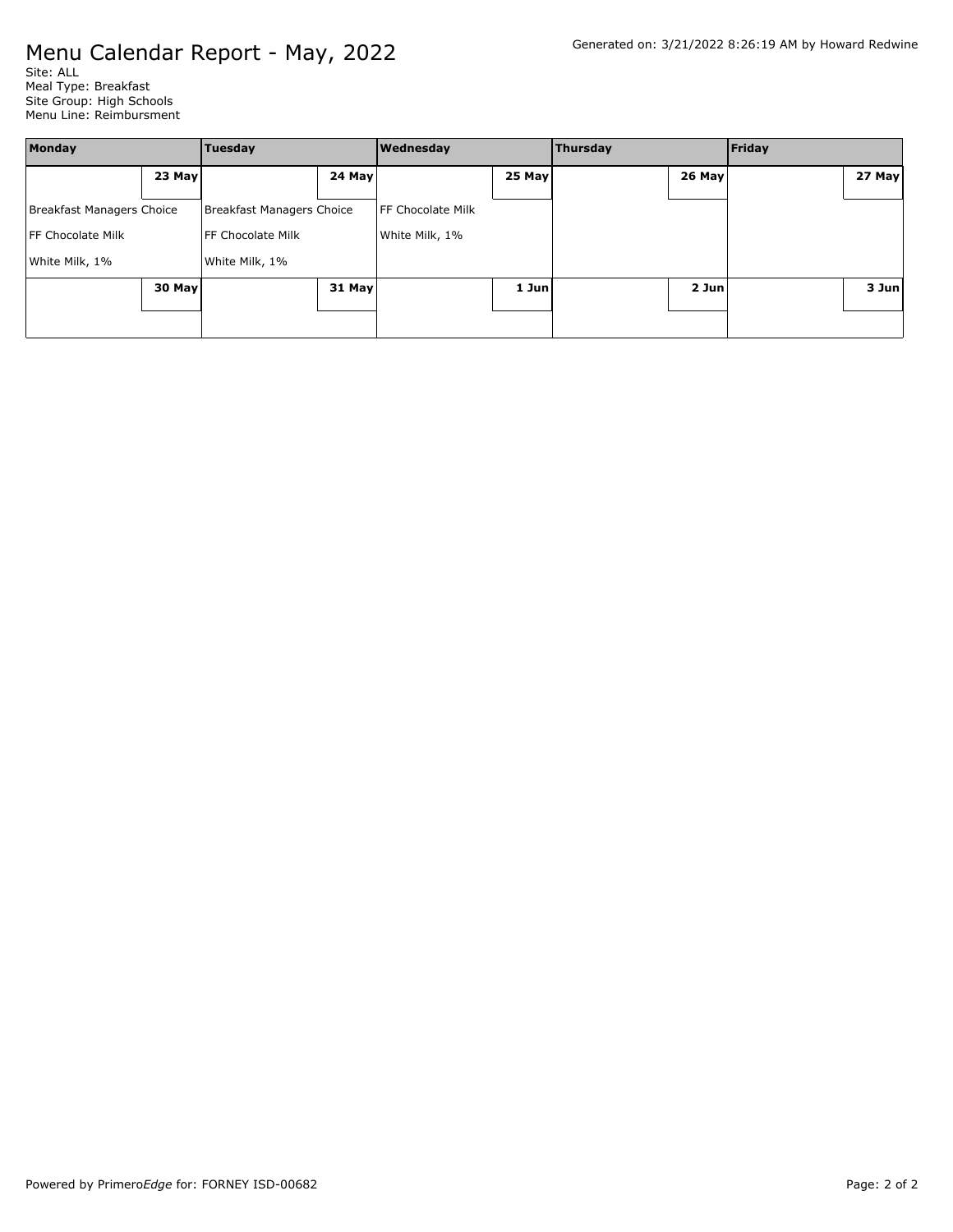# Menu Calendar Report - May, 2022

Generated on: 3/21/2022 8:26:19 AM by Howard Redwine

Site: ALL
Meal Type: Breakfast
Site Group: High Schools
Menu Line: Reimbursment

| Monday | Tuesday | Wednesday | Thursday | Friday |
|---|---|---|---|---|
| **23 May** | **24 May** | **25 May** | **26 May** | **27 May** |
| Breakfast Managers Choice<br>FF Chocolate Milk<br>White Milk, 1% | Breakfast Managers Choice<br>FF Chocolate Milk<br>White Milk, 1% | FF Chocolate Milk<br>White Milk, 1% | | |
| **30 May** | **31 May** | **1 Jun** | **2 Jun** | **3 Jun** |
| | | | | |

Powered by Primero*Edge* for: FORNEY ISD-00682